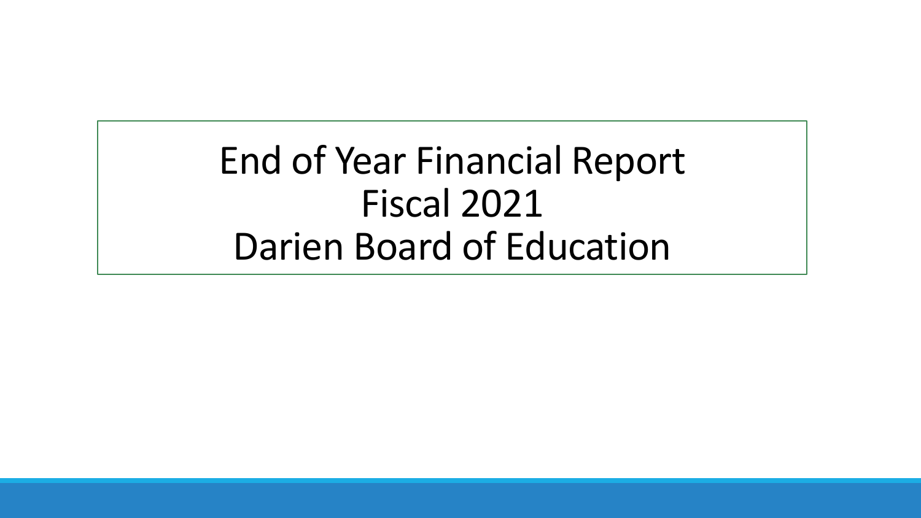# End of Year Financial Report
# Fiscal 2021
# Darien Board of Education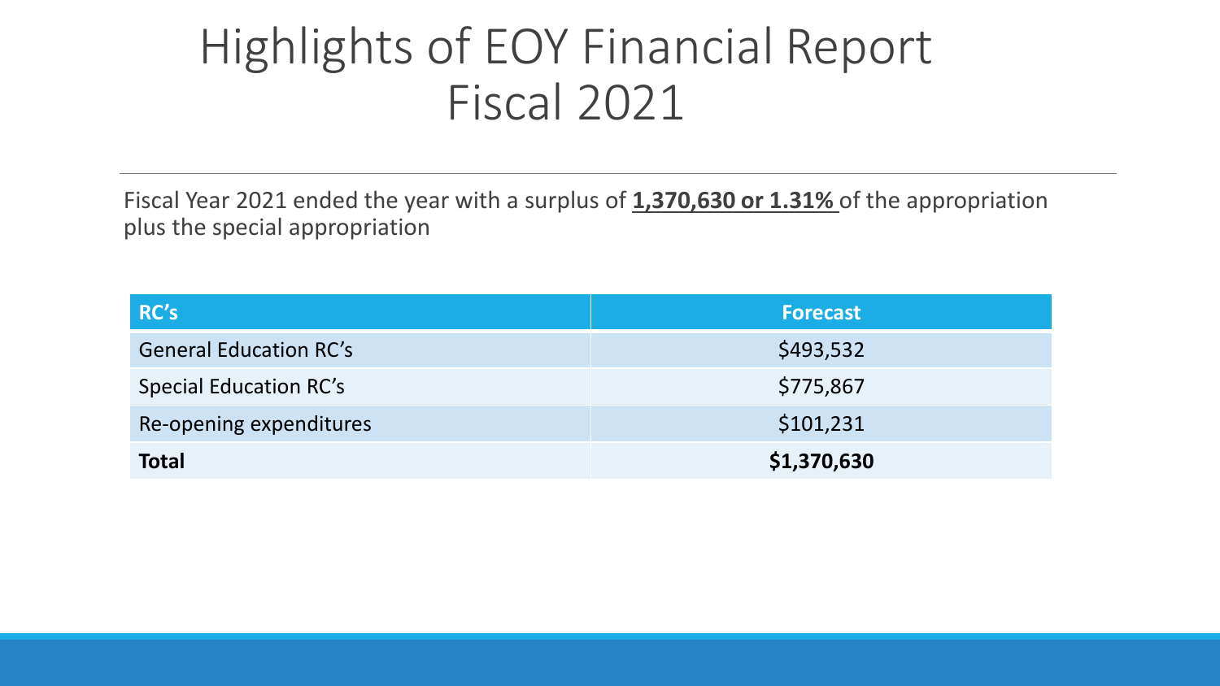# Highlights of EOY Financial Report Fiscal 2021

Fiscal Year 2021 ended the year with a surplus of **1,370,630 or 1.31%** of the appropriation plus the special appropriation

| RC's | Forecast |
|---|---|
| General Education RC's | $493,532 |
| Special Education RC's | $775,867 |
| Re-opening expenditures | $101,231 |
| **Total** | **$1,370,630** |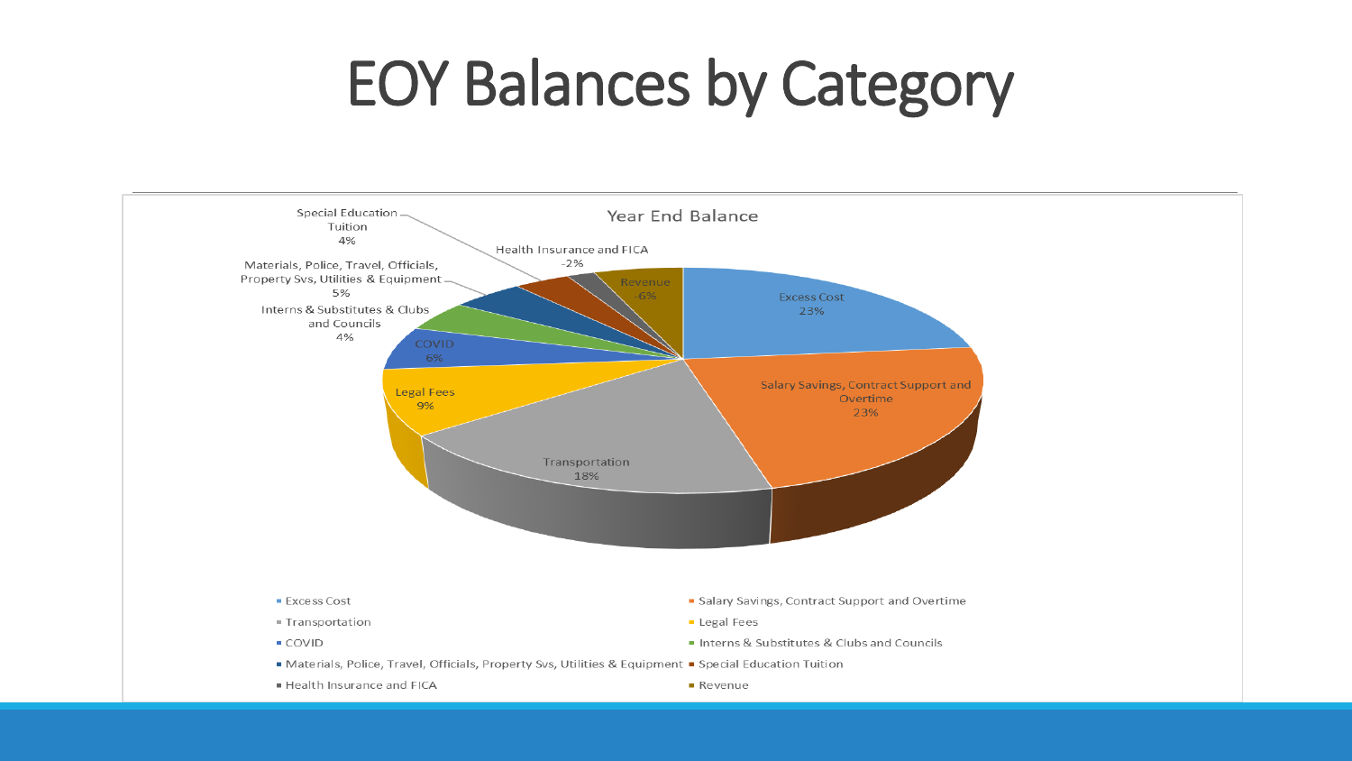# EOY Balances by Category

**Year End Balance**

| Category | Percentage |
|---|---|
| Excess Cost | 23% |
| Salary Savings, Contract Support and Overtime | 23% |
| Transportation | 18% |
| Legal Fees | 9% |
| COVID | 6% |
| Interns & Substitutes & Clubs and Councils | 4% |
| Materials, Police, Travel, Officials, Property Svs, Utilities & Equipment | 5% |
| Special Education Tuition | 4% |
| Health Insurance and FICA | -2% |
| Revenue | -6% |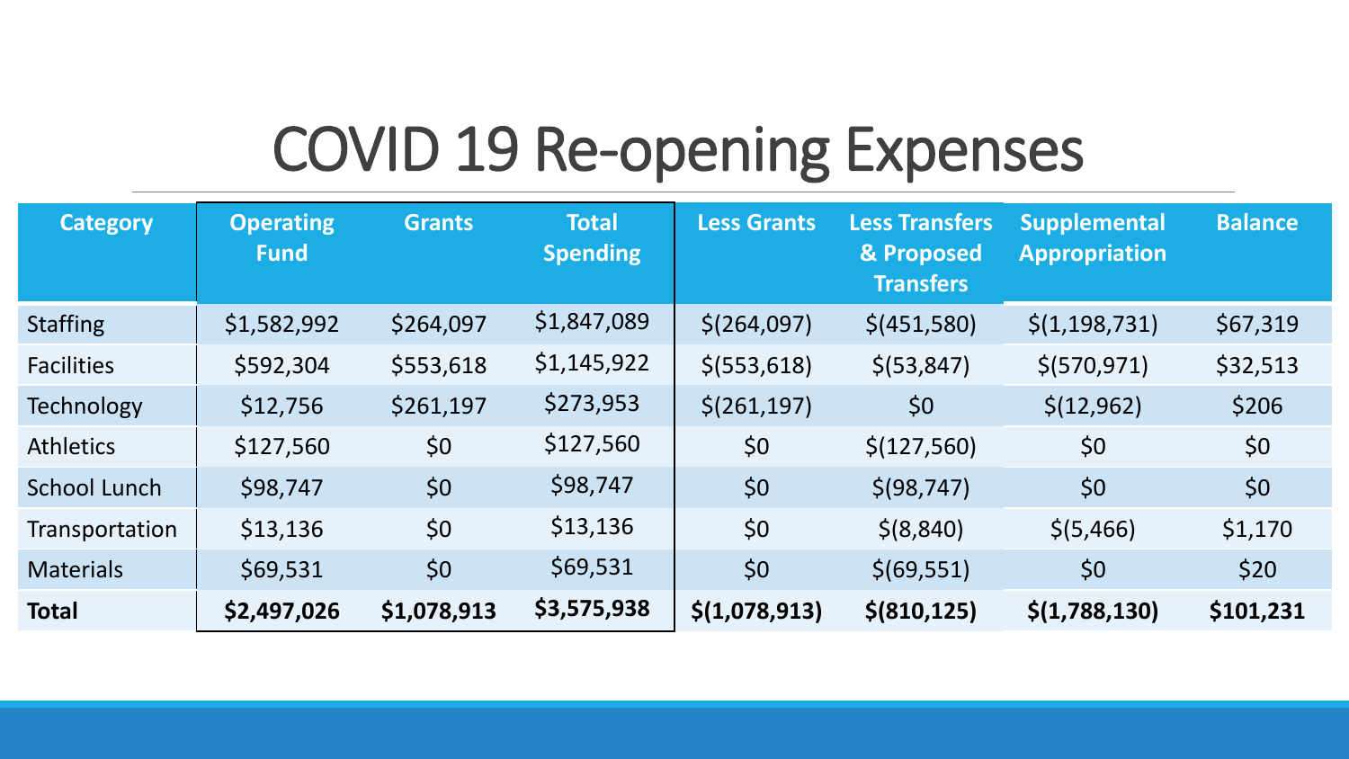# COVID 19 Re-opening Expenses

| Category | Operating Fund | Grants | Total Spending | Less Grants | Less Transfers & Proposed Transfers | Supplemental Appropriation | Balance |
|---|---|---|---|---|---|---|---|
| Staffing | $1,582,992 | $264,097 | $1,847,089 | $(264,097) | $(451,580) | $(1,198,731) | $67,319 |
| Facilities | $592,304 | $553,618 | $1,145,922 | $(553,618) | $(53,847) | $(570,971) | $32,513 |
| Technology | $12,756 | $261,197 | $273,953 | $(261,197) | $0 | $(12,962) | $206 |
| Athletics | $127,560 | $0 | $127,560 | $0 | $(127,560) | $0 | $0 |
| School Lunch | $98,747 | $0 | $98,747 | $0 | $(98,747) | $0 | $0 |
| Transportation | $13,136 | $0 | $13,136 | $0 | $(8,840) | $(5,466) | $1,170 |
| Materials | $69,531 | $0 | $69,531 | $0 | $(69,551) | $0 | $20 |
| **Total** | **$2,497,026** | **$1,078,913** | **$3,575,938** | **$(1,078,913)** | **$(810,125)** | **$(1,788,130)** | **$101,231** |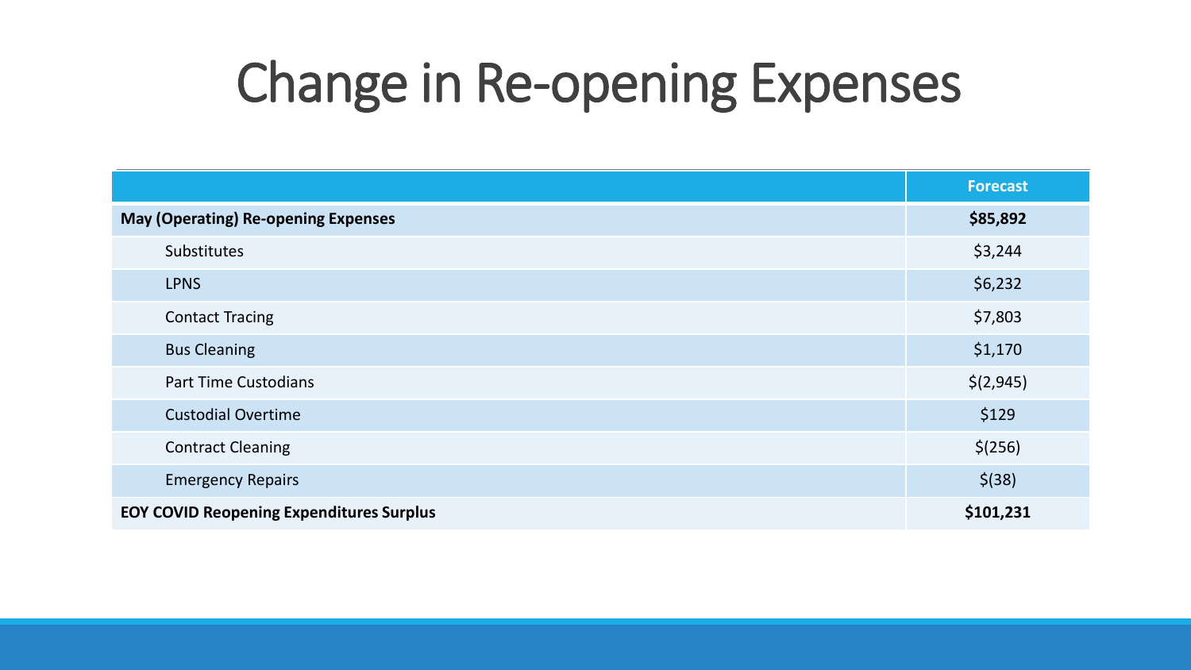# Change in Re-opening Expenses

| | Forecast |
|---|---|
| **May (Operating) Re-opening Expenses** | **$85,892** |
| Substitutes | $3,244 |
| LPNS | $6,232 |
| Contact Tracing | $7,803 |
| Bus Cleaning | $1,170 |
| Part Time Custodians | $(2,945) |
| Custodial Overtime | $129 |
| Contract Cleaning | $(256) |
| Emergency Repairs | $(38) |
| **EOY COVID Reopening Expenditures Surplus** | **$101,231** |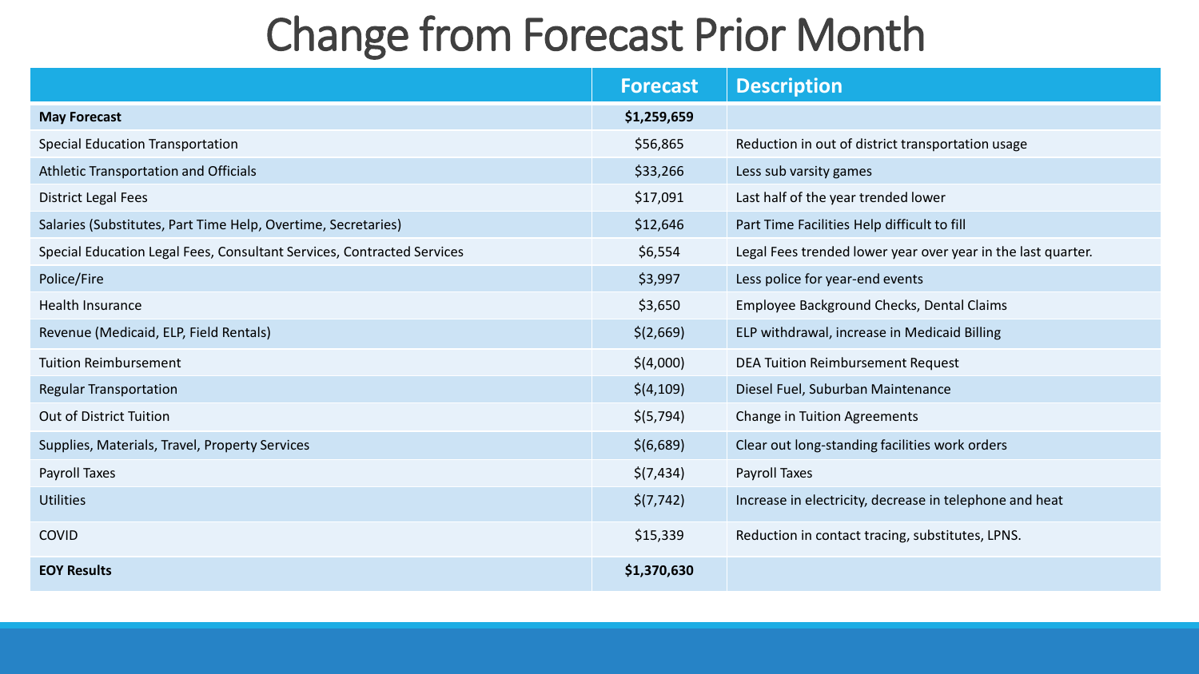# Change from Forecast Prior Month

| | Forecast | Description |
|---|---|---|
| **May Forecast** | **$1,259,659** | |
| Special Education Transportation | $56,865 | Reduction in out of district transportation usage |
| Athletic Transportation and Officials | $33,266 | Less sub varsity games |
| District Legal Fees | $17,091 | Last half of the year trended lower |
| Salaries (Substitutes, Part Time Help, Overtime, Secretaries) | $12,646 | Part Time Facilities Help difficult to fill |
| Special Education Legal Fees, Consultant Services, Contracted Services | $6,554 | Legal Fees trended lower year over year in the last quarter. |
| Police/Fire | $3,997 | Less police for year-end events |
| Health Insurance | $3,650 | Employee Background Checks, Dental Claims |
| Revenue (Medicaid, ELP, Field Rentals) | $(2,669) | ELP withdrawal, increase in Medicaid Billing |
| Tuition Reimbursement | $(4,000) | DEA Tuition Reimbursement Request |
| Regular Transportation | $(4,109) | Diesel Fuel, Suburban Maintenance |
| Out of District Tuition | $(5,794) | Change in Tuition Agreements |
| Supplies, Materials, Travel, Property Services | $(6,689) | Clear out long-standing facilities work orders |
| Payroll Taxes | $(7,434) | Payroll Taxes |
| Utilities | $(7,742) | Increase in electricity, decrease in telephone and heat |
| COVID | $15,339 | Reduction in contact tracing, substitutes, LPNS. |
| **EOY Results** | **$1,370,630** | |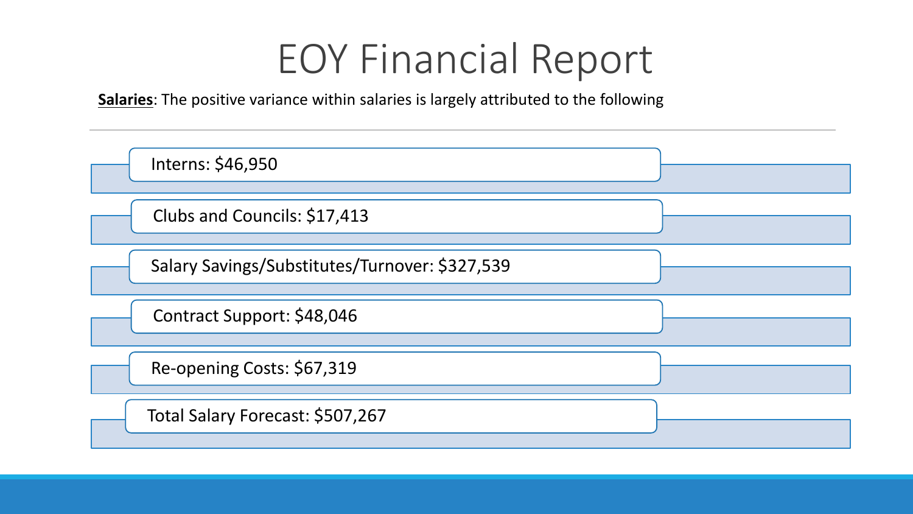# EOY Financial Report

**Salaries**: The positive variance within salaries is largely attributed to the following

- Interns: $46,950
- Clubs and Councils: $17,413
- Salary Savings/Substitutes/Turnover: $327,539
- Contract Support: $48,046
- Re-opening Costs: $67,319
- Total Salary Forecast: $507,267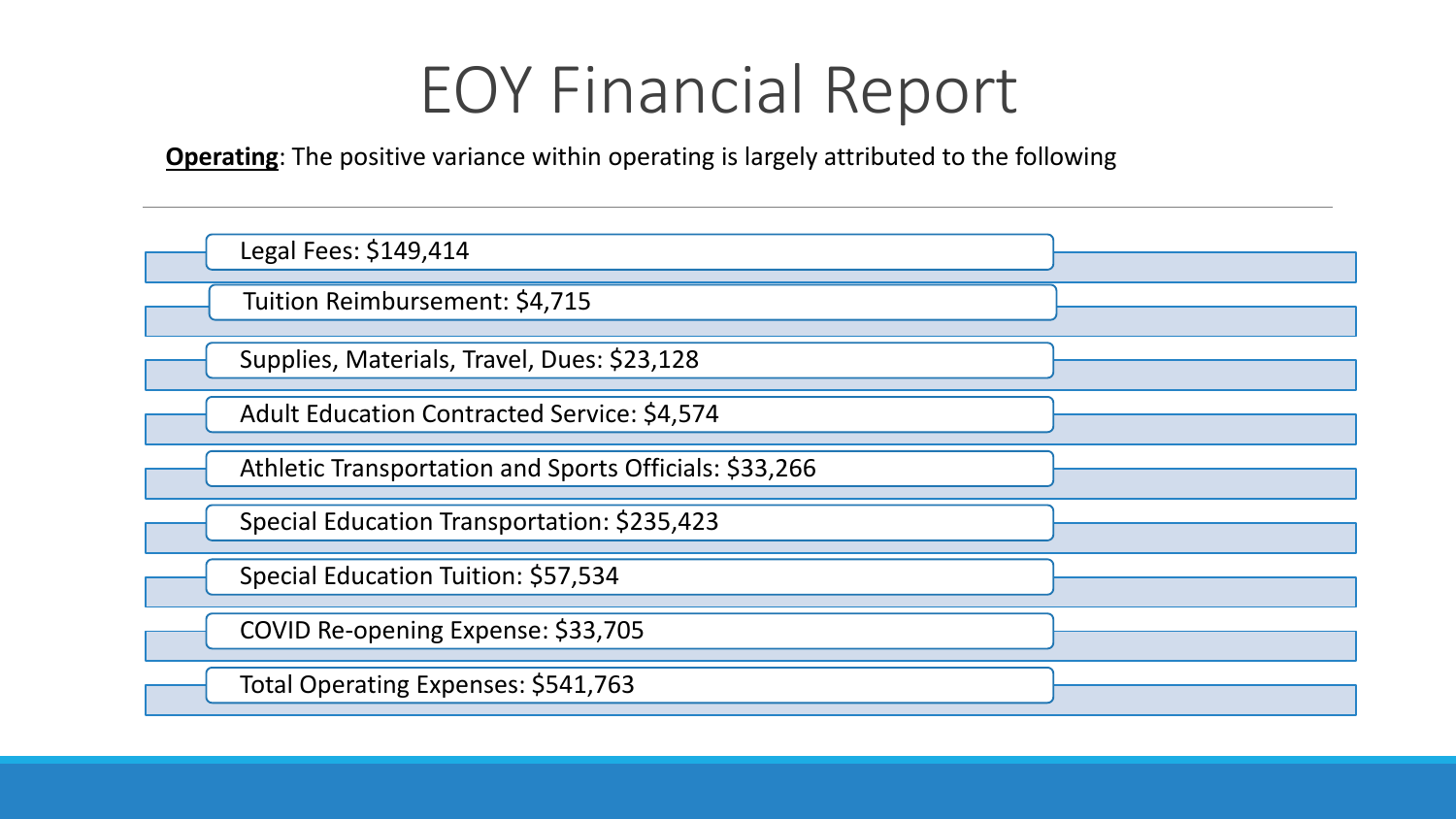# EOY Financial Report

**Operating**: The positive variance within operating is largely attributed to the following

- Legal Fees: $149,414
- Tuition Reimbursement: $4,715
- Supplies, Materials, Travel, Dues: $23,128
- Adult Education Contracted Service: $4,574
- Athletic Transportation and Sports Officials: $33,266
- Special Education Transportation: $235,423
- Special Education Tuition: $57,534
- COVID Re-opening Expense: $33,705
- Total Operating Expenses: $541,763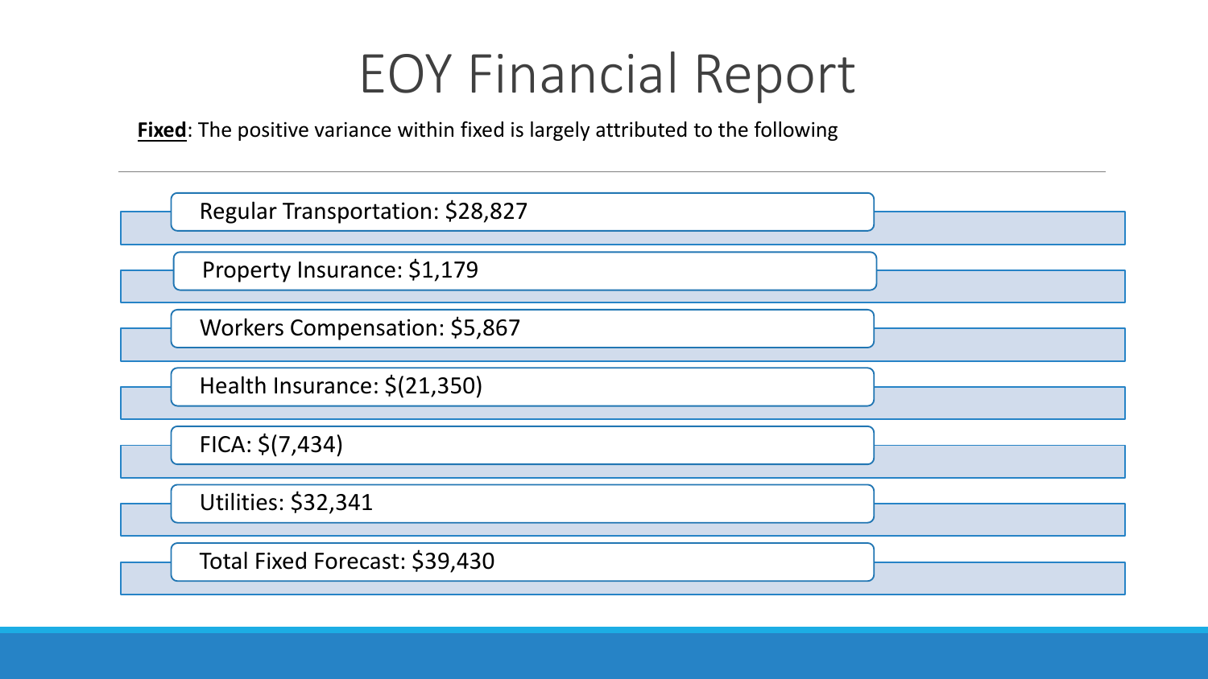# EOY Financial Report

**Fixed**: The positive variance within fixed is largely attributed to the following

- Regular Transportation: $28,827
- Property Insurance: $1,179
- Workers Compensation: $5,867
- Health Insurance: $(21,350)
- FICA: $(7,434)
- Utilities: $32,341
- Total Fixed Forecast: $39,430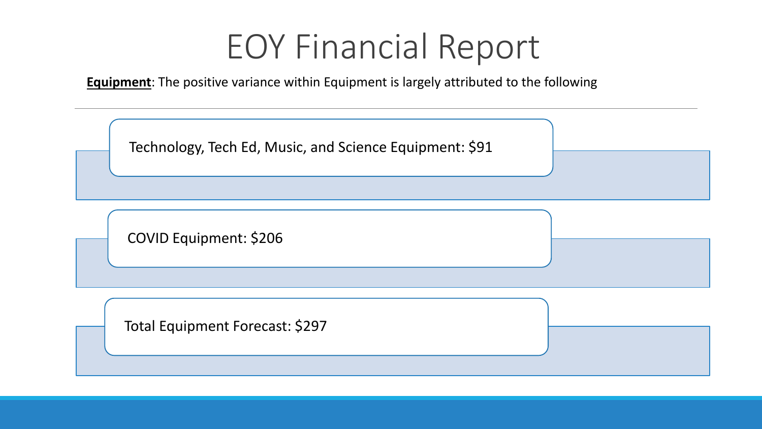# EOY Financial Report

**Equipment**: The positive variance within Equipment is largely attributed to the following

- Technology, Tech Ed, Music, and Science Equipment: $91
- COVID Equipment: $206
- Total Equipment Forecast: $297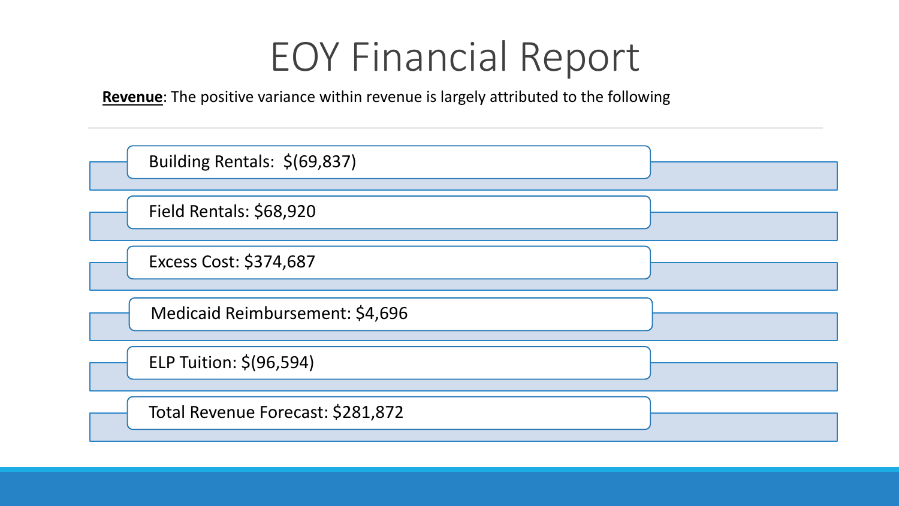# EOY Financial Report

**Revenue**: The positive variance within revenue is largely attributed to the following

- Building Rentals: $(69,837)
- Field Rentals: $68,920
- Excess Cost: $374,687
- Medicaid Reimbursement: $4,696
- ELP Tuition: $(96,594)
- Total Revenue Forecast: $281,872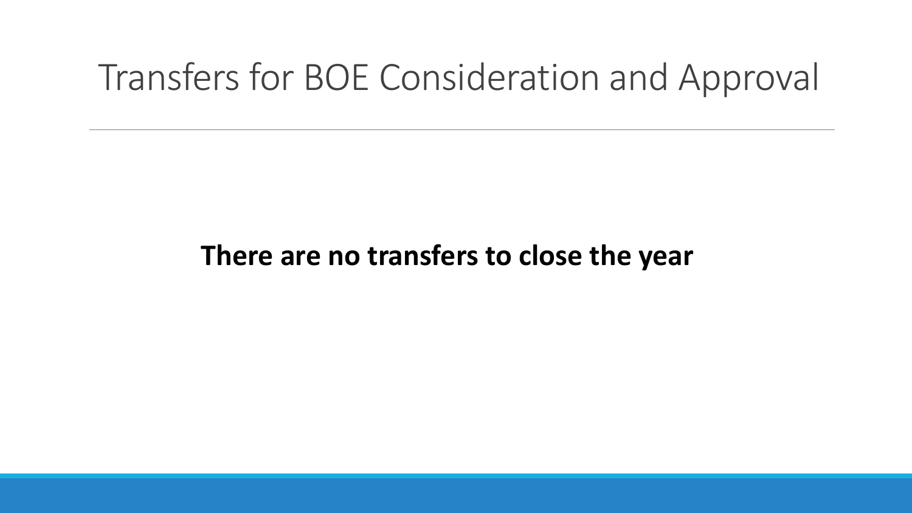# Transfers for BOE Consideration and Approval

**There are no transfers to close the year**